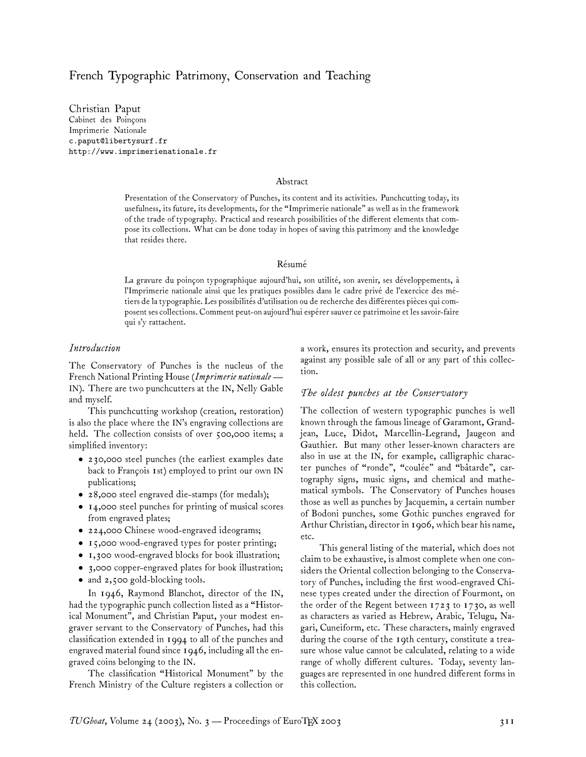# French Typographic Patrimony, Conservation and Teaching

Christian Paput
Cabinet des Poinçons
Imprimerie Nationale
c.paput@libertysurf.fr
http://www.imprimerienationale.fr

## Abstract

Presentation of the Conservatory of Punches, its content and its activities. Punchcutting today, its usefulness, its future, its developments, for the "Imprimerie nationale" as well as in the framework of the trade of typography. Practical and research possibilities of the different elements that compose its collections. What can be done today in hopes of saving this patrimony and the knowledge that resides there.

## Résumé

La gravure du poinçon typographique aujourd'hui, son utilité, son avenir, ses développements, à l'Imprimerie nationale ainsi que les pratiques possibles dans le cadre privé de l'exercice des métiers de la typographie. Les possibilités d'utilisation ou de recherche des différentes pièces qui composent ses collections. Comment peut-on aujourd'hui espérer sauver ce patrimoine et les savoir-faire qui s'y rattachent.

## *Introduction*

The Conservatory of Punches is the nucleus of the French National Printing House (*Imprimerie nationale* — IN). There are two punchcutters at the IN, Nelly Gable and myself.

This punchcutting workshop (creation, restoration) is also the place where the IN's engraving collections are held. The collection consists of over 500,000 items; a simplified inventory:

- 230,000 steel punches (the earliest examples date back to François 1st) employed to print our own IN publications;
- 28,000 steel engraved die-stamps (for medals);
- 14,000 steel punches for printing of musical scores from engraved plates;
- 224,000 Chinese wood-engraved ideograms;
- 15,000 wood-engraved types for poster printing;
- 1,300 wood-engraved blocks for book illustration;
- 3,000 copper-engraved plates for book illustration;
- and 2,500 gold-blocking tools.

In 1946, Raymond Blanchot, director of the IN, had the typographic punch collection listed as a "Historical Monument", and Christian Paput, your modest engraver servant to the Conservatory of Punches, had this classification extended in 1994 to all of the punches and engraved material found since 1946, including all the engraved coins belonging to the IN.

The classification "Historical Monument" by the French Ministry of the Culture registers a collection or a work, ensures its protection and security, and prevents against any possible sale of all or any part of this collection.

## *The oldest punches at the Conservatory*

The collection of western typographic punches is well known through the famous lineage of Garamont, Grandjean, Luce, Didot, Marcellin-Legrand, Jaugeon and Gauthier. But many other lesser-known characters are also in use at the IN, for example, calligraphic character punches of "ronde", "coulée" and "bâtarde", cartography signs, music signs, and chemical and mathematical symbols. The Conservatory of Punches houses those as well as punches by Jacquemin, a certain number of Bodoni punches, some Gothic punches engraved for Arthur Christian, director in 1906, which bear his name, etc.

This general listing of the material, which does not claim to be exhaustive, is almost complete when one considers the Oriental collection belonging to the Conservatory of Punches, including the first wood-engraved Chinese types created under the direction of Fourmont, on the order of the Regent between 1723 to 1730, as well as characters as varied as Hebrew, Arabic, Telugu, Nagari, Cuneiform, etc. These characters, mainly engraved during the course of the 19th century, constitute a treasure whose value cannot be calculated, relating to a wide range of wholly different cultures. Today, seventy languages are represented in one hundred different forms in this collection.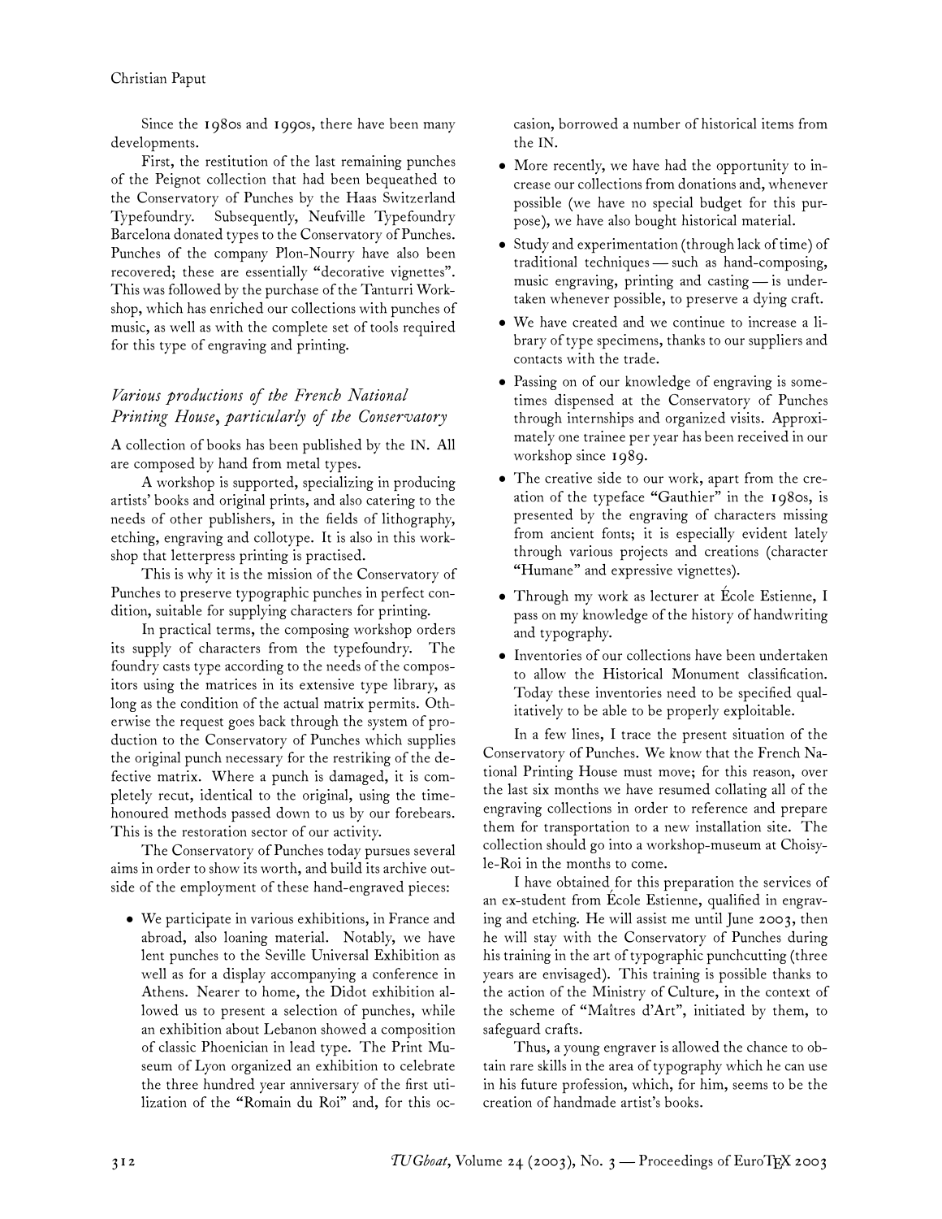Since the 1980s and 1990s, there have been many developments.

First, the restitution of the last remaining punches of the Peignot collection that had been bequeathed to the Conservatory of Punches by the Haas Switzerland Typefoundry. Subsequently, Neufville Typefoundry Barcelona donated types to the Conservatory of Punches. Punches of the company Plon-Nourry have also been recovered; these are essentially "decorative vignettes". This was followed by the purchase of the Tanturri Workshop, which has enriched our collections with punches of music, as well as with the complete set of tools required for this type of engraving and printing.

### *Various productions of the French National Printing House, particularly of the Conservatory*

A collection of books has been published by the IN. All are composed by hand from metal types.

A workshop is supported, specializing in producing artists' books and original prints, and also catering to the needs of other publishers, in the fields of lithography, etching, engraving and collotype. It is also in this workshop that letterpress printing is practised.

This is why it is the mission of the Conservatory of Punches to preserve typographic punches in perfect condition, suitable for supplying characters for printing.

In practical terms, the composing workshop orders its supply of characters from the typefoundry. The foundry casts type according to the needs of the compositors using the matrices in its extensive type library, as long as the condition of the actual matrix permits. Otherwise the request goes back through the system of production to the Conservatory of Punches which supplies the original punch necessary for the restriking of the defective matrix. Where a punch is damaged, it is completely recut, identical to the original, using the time-honoured methods passed down to us by our forebears. This is the restoration sector of our activity.

The Conservatory of Punches today pursues several aims in order to show its worth, and build its archive outside of the employment of these hand-engraved pieces:

- We participate in various exhibitions, in France and abroad, also loaning material. Notably, we have lent punches to the Seville Universal Exhibition as well as for a display accompanying a conference in Athens. Nearer to home, the Didot exhibition allowed us to present a selection of punches, while an exhibition about Lebanon showed a composition of classic Phoenician in lead type. The Print Museum of Lyon organized an exhibition to celebrate the three hundred year anniversary of the first utilization of the "Romain du Roi" and, for this occasion, borrowed a number of historical items from the IN.
- More recently, we have had the opportunity to increase our collections from donations and, whenever possible (we have no special budget for this purpose), we have also bought historical material.
- Study and experimentation (through lack of time) of traditional techniques — such as hand-composing, music engraving, printing and casting — is undertaken whenever possible, to preserve a dying craft.
- We have created and we continue to increase a library of type specimens, thanks to our suppliers and contacts with the trade.
- Passing on of our knowledge of engraving is sometimes dispensed at the Conservatory of Punches through internships and organized visits. Approximately one trainee per year has been received in our workshop since 1989.
- The creative side to our work, apart from the creation of the typeface "Gauthier" in the 1980s, is presented by the engraving of characters missing from ancient fonts; it is especially evident lately through various projects and creations (character "Humane" and expressive vignettes).
- Through my work as lecturer at École Estienne, I pass on my knowledge of the history of handwriting and typography.
- Inventories of our collections have been undertaken to allow the Historical Monument classification. Today these inventories need to be specified qualitatively to be able to be properly exploitable.

In a few lines, I trace the present situation of the Conservatory of Punches. We know that the French National Printing House must move; for this reason, over the last six months we have resumed collating all of the engraving collections in order to reference and prepare them for transportation to a new installation site. The collection should go into a workshop-museum at Choisy-le-Roi in the months to come.

I have obtained for this preparation the services of an ex-student from École Estienne, qualified in engraving and etching. He will assist me until June 2003, then he will stay with the Conservatory of Punches during his training in the art of typographic punchcutting (three years are envisaged). This training is possible thanks to the action of the Ministry of Culture, in the context of the scheme of "Maîtres d'Art", initiated by them, to safeguard crafts.

Thus, a young engraver is allowed the chance to obtain rare skills in the area of typography which he can use in his future profession, which, for him, seems to be the creation of handmade artist's books.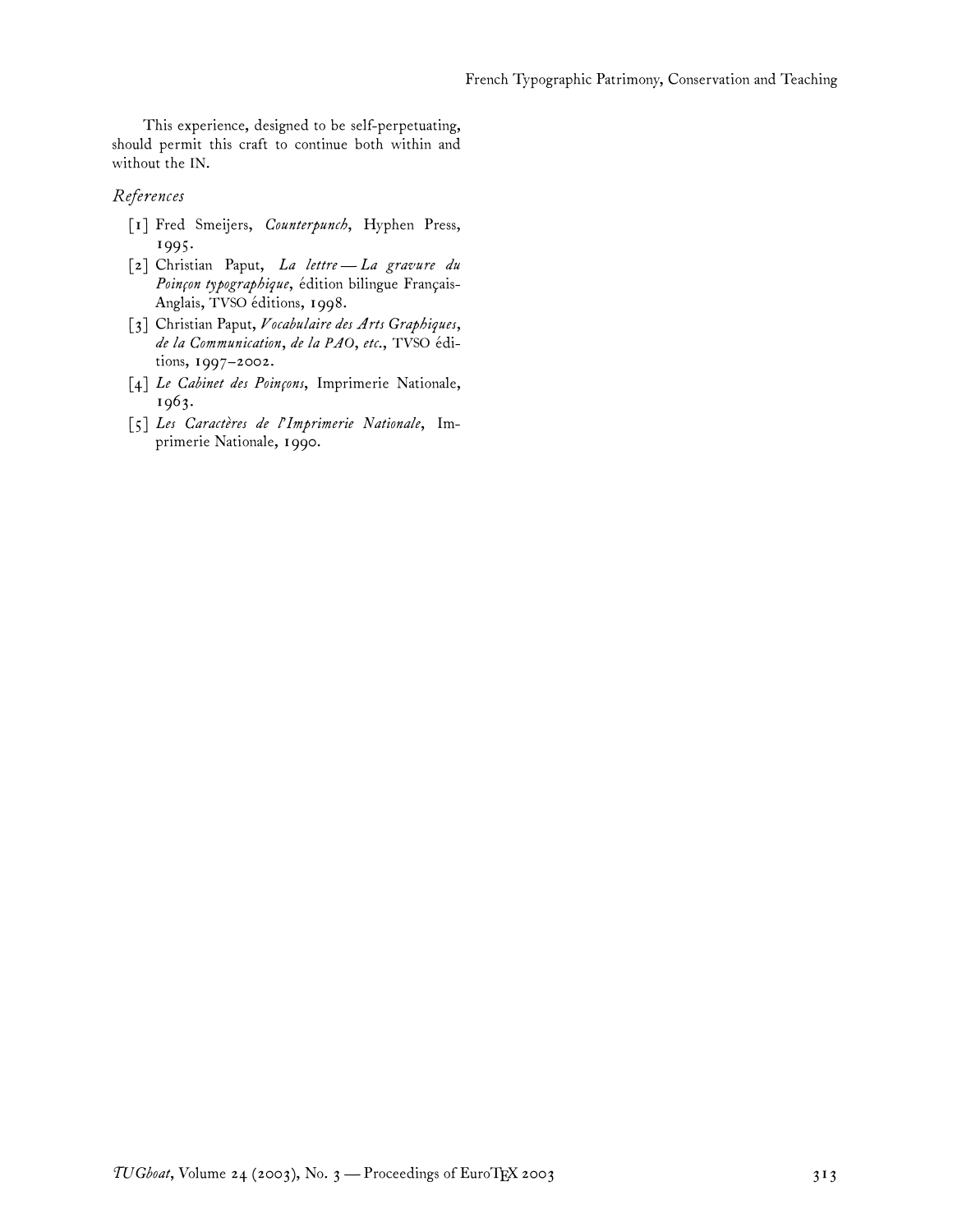This experience, designed to be self-perpetuating, should permit this craft to continue both within and without the IN.

### *References*

[1] Fred Smeijers, *Counterpunch*, Hyphen Press, 1995.

[2] Christian Paput, *La lettre — La gravure du Poinçon typographique*, édition bilingue Français-Anglais, TVSO éditions, 1998.

[3] Christian Paput, *Vocabulaire des Arts Graphiques, de la Communication, de la PAO, etc.*, TVSO éditions, 1997–2002.

[4] *Le Cabinet des Poinçons*, Imprimerie Nationale, 1963.

[5] *Les Caractères de l'Imprimerie Nationale*, Imprimerie Nationale, 1990.